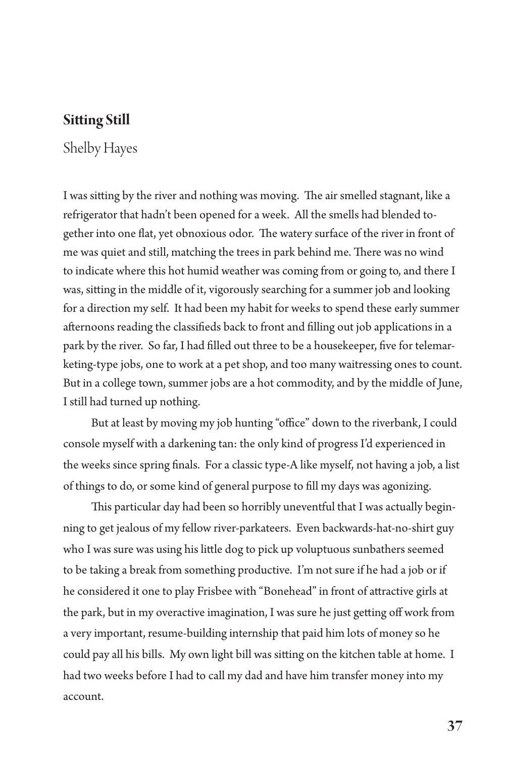## Sitting Still

Shelby Hayes

I was sitting by the river and nothing was moving. The air smelled stagnant, like a refrigerator that hadn't been opened for a week. All the smells had blended together into one flat, yet obnoxious odor. The watery surface of the river in front of me was quiet and still, matching the trees in park behind me. There was no wind to indicate where this hot humid weather was coming from or going to, and there I was, sitting in the middle of it, vigorously searching for a summer job and looking for a direction my self. It had been my habit for weeks to spend these early summer afternoons reading the classifieds back to front and filling out job applications in a park by the river. So far, I had filled out three to be a housekeeper, five for telemarketing-type jobs, one to work at a pet shop, and too many waitressing ones to count. But in a college town, summer jobs are a hot commodity, and by the middle of June, I still had turned up nothing.

But at least by moving my job hunting "office" down to the riverbank, I could console myself with a darkening tan: the only kind of progress I'd experienced in the weeks since spring finals. For a classic type-A like myself, not having a job, a list of things to do, or some kind of general purpose to fill my days was agonizing.

This particular day had been so horribly uneventful that I was actually beginning to get jealous of my fellow river-parkateers. Even backwards-hat-no-shirt guy who I was sure was using his little dog to pick up voluptuous sunbathers seemed to be taking a break from something productive. I'm not sure if he had a job or if he considered it one to play Frisbee with "Bonehead" in front of attractive girls at the park, but in my overactive imagination, I was sure he just getting off work from a very important, resume-building internship that paid him lots of money so he could pay all his bills. My own light bill was sitting on the kitchen table at home. I had two weeks before I had to call my dad and have him transfer money into my account.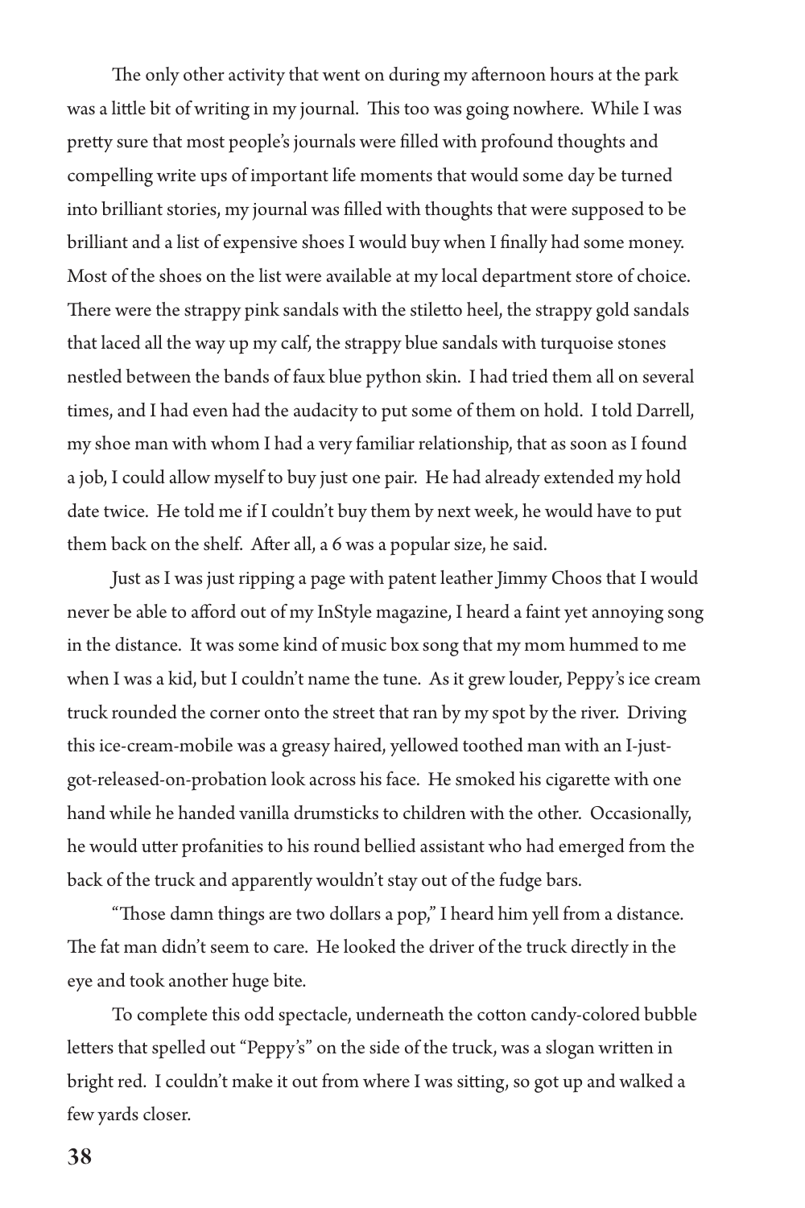The only other activity that went on during my afternoon hours at the park was a little bit of writing in my journal. This too was going nowhere. While I was pretty sure that most people's journals were filled with profound thoughts and compelling write ups of important life moments that would some day be turned into brilliant stories, my journal was filled with thoughts that were supposed to be brilliant and a list of expensive shoes I would buy when I finally had some money. Most of the shoes on the list were available at my local department store of choice. There were the strappy pink sandals with the stiletto heel, the strappy gold sandals that laced all the way up my calf, the strappy blue sandals with turquoise stones nestled between the bands of faux blue python skin. I had tried them all on several times, and I had even had the audacity to put some of them on hold. I told Darrell, my shoe man with whom I had a very familiar relationship, that as soon as I found a job, I could allow myself to buy just one pair. He had already extended my hold date twice. He told me if I couldn't buy them by next week, he would have to put them back on the shelf. After all, a 6 was a popular size, he said.

Just as I was just ripping a page with patent leather Jimmy Choos that I would never be able to afford out of my InStyle magazine, I heard a faint yet annoying song in the distance. It was some kind of music box song that my mom hummed to me when I was a kid, but I couldn't name the tune. As it grew louder, Peppy's ice cream truck rounded the corner onto the street that ran by my spot by the river. Driving this ice-cream-mobile was a greasy haired, yellowed toothed man with an I-just-got-released-on-probation look across his face. He smoked his cigarette with one hand while he handed vanilla drumsticks to children with the other. Occasionally, he would utter profanities to his round bellied assistant who had emerged from the back of the truck and apparently wouldn't stay out of the fudge bars.

"Those damn things are two dollars a pop," I heard him yell from a distance. The fat man didn't seem to care. He looked the driver of the truck directly in the eye and took another huge bite.

To complete this odd spectacle, underneath the cotton candy-colored bubble letters that spelled out "Peppy's" on the side of the truck, was a slogan written in bright red. I couldn't make it out from where I was sitting, so got up and walked a few yards closer.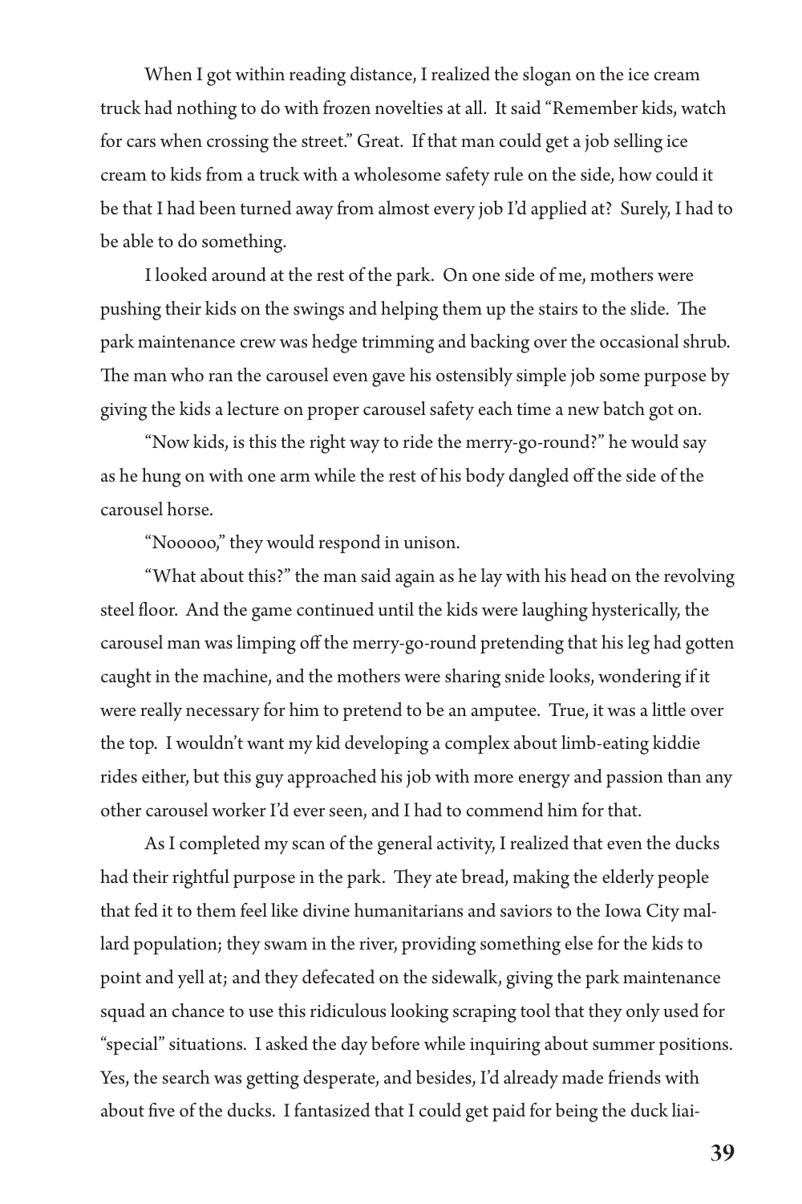When I got within reading distance, I realized the slogan on the ice cream truck had nothing to do with frozen novelties at all. It said "Remember kids, watch for cars when crossing the street." Great. If that man could get a job selling ice cream to kids from a truck with a wholesome safety rule on the side, how could it be that I had been turned away from almost every job I'd applied at? Surely, I had to be able to do something.

I looked around at the rest of the park. On one side of me, mothers were pushing their kids on the swings and helping them up the stairs to the slide. The park maintenance crew was hedge trimming and backing over the occasional shrub. The man who ran the carousel even gave his ostensibly simple job some purpose by giving the kids a lecture on proper carousel safety each time a new batch got on.

"Now kids, is this the right way to ride the merry-go-round?" he would say as he hung on with one arm while the rest of his body dangled off the side of the carousel horse.

"Nooooo," they would respond in unison.

"What about this?" the man said again as he lay with his head on the revolving steel floor. And the game continued until the kids were laughing hysterically, the carousel man was limping off the merry-go-round pretending that his leg had gotten caught in the machine, and the mothers were sharing snide looks, wondering if it were really necessary for him to pretend to be an amputee. True, it was a little over the top. I wouldn't want my kid developing a complex about limb-eating kiddie rides either, but this guy approached his job with more energy and passion than any other carousel worker I'd ever seen, and I had to commend him for that.

As I completed my scan of the general activity, I realized that even the ducks had their rightful purpose in the park. They ate bread, making the elderly people that fed it to them feel like divine humanitarians and saviors to the Iowa City mallard population; they swam in the river, providing something else for the kids to point and yell at; and they defecated on the sidewalk, giving the park maintenance squad an chance to use this ridiculous looking scraping tool that they only used for "special" situations. I asked the day before while inquiring about summer positions. Yes, the search was getting desperate, and besides, I'd already made friends with about five of the ducks. I fantasized that I could get paid for being the duck liai-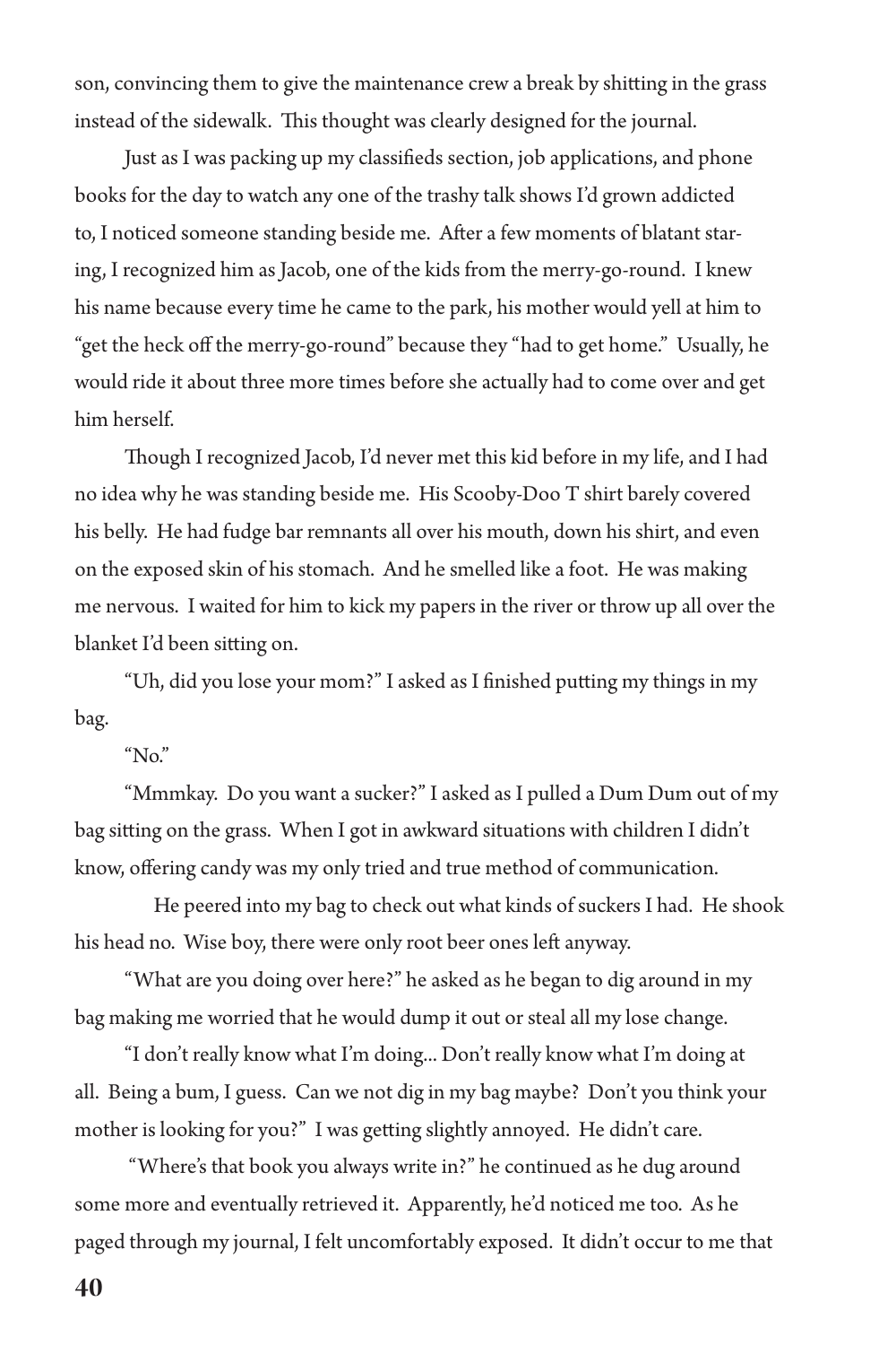son, convincing them to give the maintenance crew a break by shitting in the grass instead of the sidewalk. This thought was clearly designed for the journal.

Just as I was packing up my classifieds section, job applications, and phone books for the day to watch any one of the trashy talk shows I'd grown addicted to, I noticed someone standing beside me. After a few moments of blatant staring, I recognized him as Jacob, one of the kids from the merry-go-round. I knew his name because every time he came to the park, his mother would yell at him to "get the heck off the merry-go-round" because they "had to get home." Usually, he would ride it about three more times before she actually had to come over and get him herself.

Though I recognized Jacob, I'd never met this kid before in my life, and I had no idea why he was standing beside me. His Scooby-Doo T shirt barely covered his belly. He had fudge bar remnants all over his mouth, down his shirt, and even on the exposed skin of his stomach. And he smelled like a foot. He was making me nervous. I waited for him to kick my papers in the river or throw up all over the blanket I'd been sitting on.

"Uh, did you lose your mom?" I asked as I finished putting my things in my bag.

"No."

"Mmmkay. Do you want a sucker?" I asked as I pulled a Dum Dum out of my bag sitting on the grass. When I got in awkward situations with children I didn't know, offering candy was my only tried and true method of communication.

He peered into my bag to check out what kinds of suckers I had. He shook his head no. Wise boy, there were only root beer ones left anyway.

"What are you doing over here?" he asked as he began to dig around in my bag making me worried that he would dump it out or steal all my lose change.

"I don't really know what I'm doing... Don't really know what I'm doing at all. Being a bum, I guess. Can we not dig in my bag maybe? Don't you think your mother is looking for you?" I was getting slightly annoyed. He didn't care.

"Where's that book you always write in?" he continued as he dug around some more and eventually retrieved it. Apparently, he'd noticed me too. As he paged through my journal, I felt uncomfortably exposed. It didn't occur to me that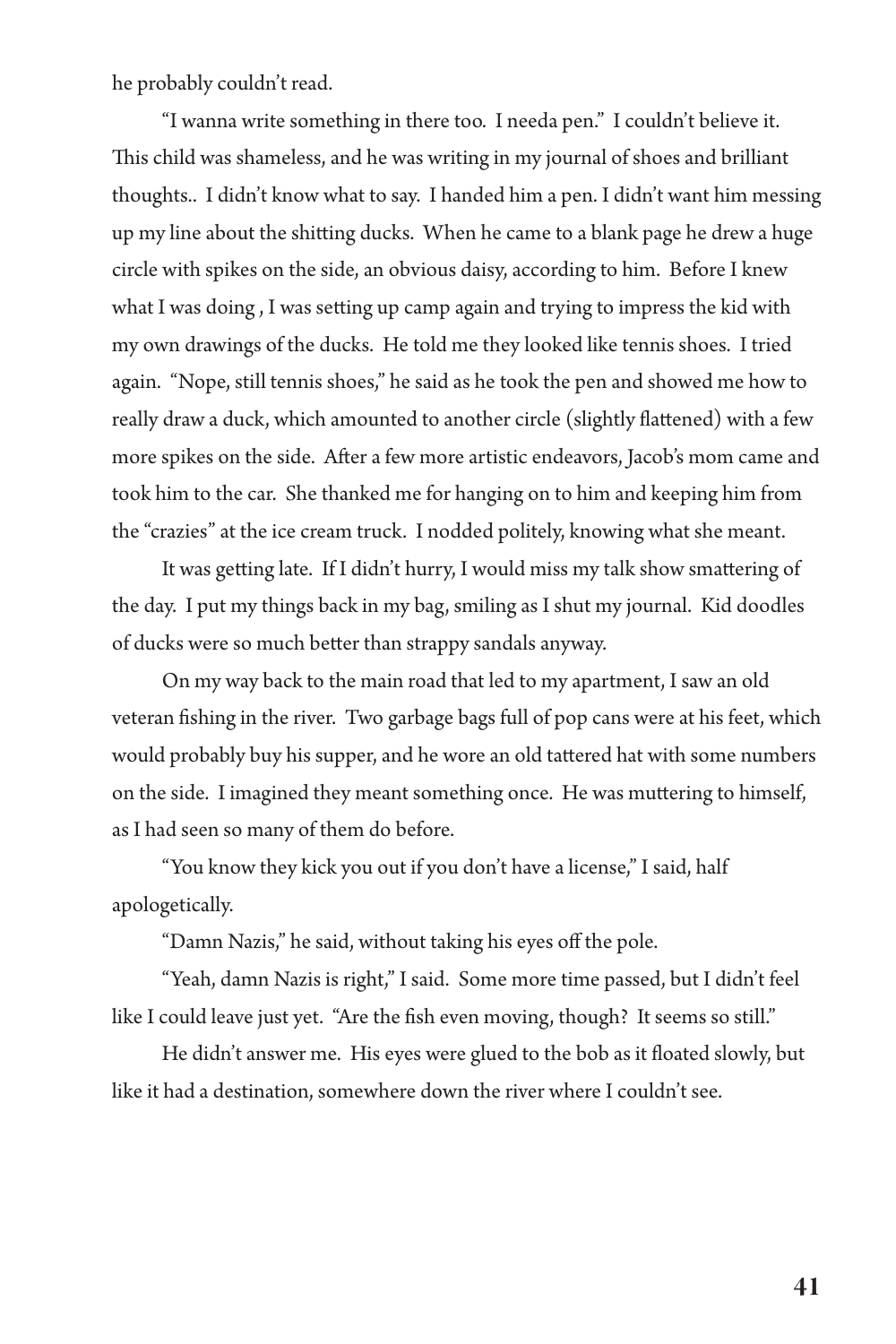he probably couldn't read.

"I wanna write something in there too. I needa pen." I couldn't believe it. This child was shameless, and he was writing in my journal of shoes and brilliant thoughts.. I didn't know what to say. I handed him a pen. I didn't want him messing up my line about the shitting ducks. When he came to a blank page he drew a huge circle with spikes on the side, an obvious daisy, according to him. Before I knew what I was doing , I was setting up camp again and trying to impress the kid with my own drawings of the ducks. He told me they looked like tennis shoes. I tried again. "Nope, still tennis shoes," he said as he took the pen and showed me how to really draw a duck, which amounted to another circle (slightly flattened) with a few more spikes on the side. After a few more artistic endeavors, Jacob's mom came and took him to the car. She thanked me for hanging on to him and keeping him from the "crazies" at the ice cream truck. I nodded politely, knowing what she meant.

It was getting late. If I didn't hurry, I would miss my talk show smattering of the day. I put my things back in my bag, smiling as I shut my journal. Kid doodles of ducks were so much better than strappy sandals anyway.

On my way back to the main road that led to my apartment, I saw an old veteran fishing in the river. Two garbage bags full of pop cans were at his feet, which would probably buy his supper, and he wore an old tattered hat with some numbers on the side. I imagined they meant something once. He was muttering to himself, as I had seen so many of them do before.

"You know they kick you out if you don't have a license," I said, half apologetically.

"Damn Nazis," he said, without taking his eyes off the pole.

"Yeah, damn Nazis is right," I said. Some more time passed, but I didn't feel like I could leave just yet. "Are the fish even moving, though? It seems so still."

He didn't answer me. His eyes were glued to the bob as it floated slowly, but like it had a destination, somewhere down the river where I couldn't see.